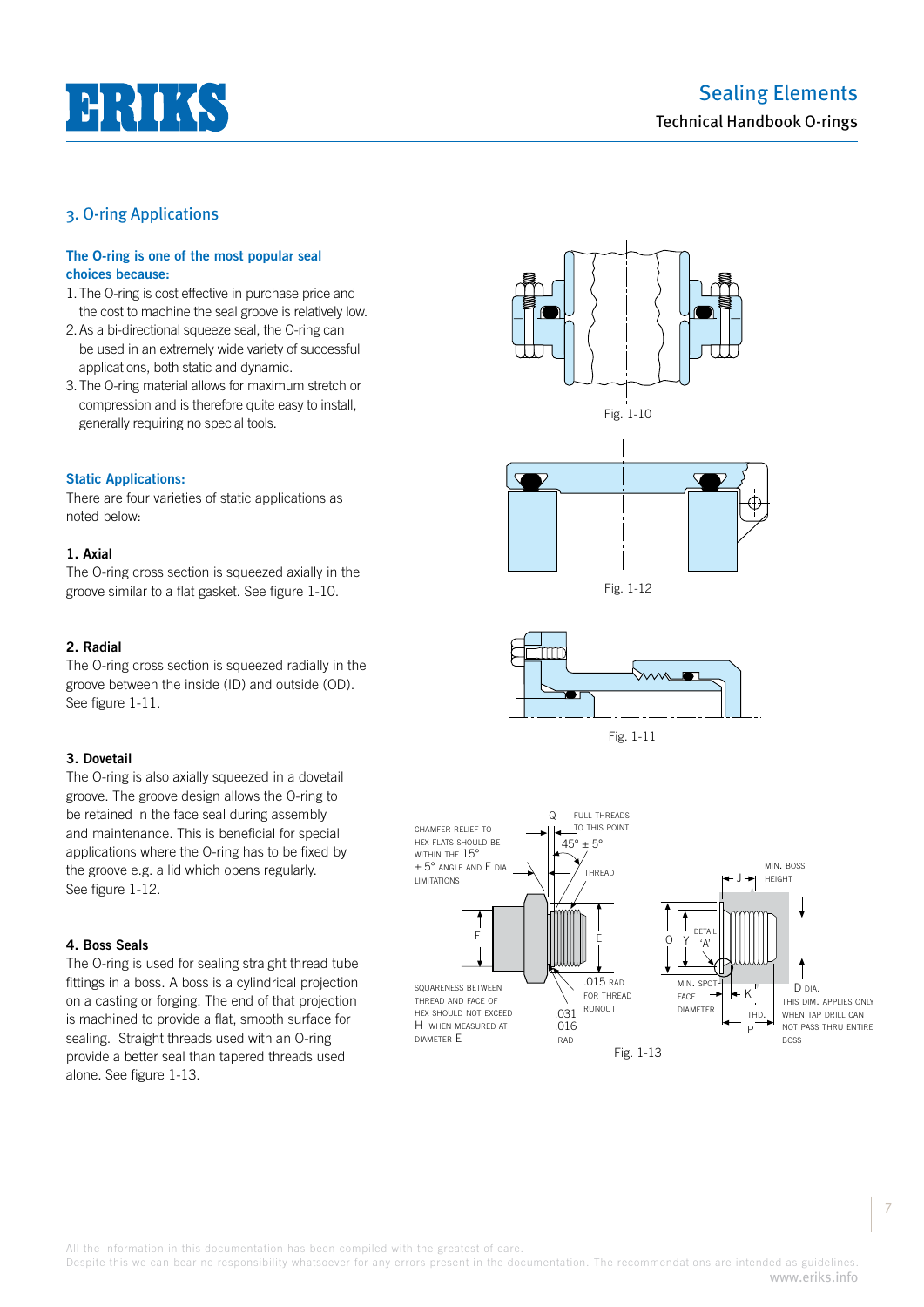## 3. O-ring Applications

**The O-ring is one of the most popular seal choices because:**

1. The O-ring is cost effective in purchase price and the cost to machine the seal groove is relatively low.
2. As a bi-directional squeeze seal, the O-ring can be used in an extremely wide variety of successful applications, both static and dynamic.
3. The O-ring material allows for maximum stretch or compression and is therefore quite easy to install, generally requiring no special tools.

**Static Applications:**

There are four varieties of static applications as noted below:

**1. Axial**

The O-ring cross section is squeezed axially in the groove similar to a flat gasket. See figure 1-10.

**2. Radial**

The O-ring cross section is squeezed radially in the groove between the inside (ID) and outside (OD). See figure 1-11.

**3. Dovetail**

The O-ring is also axially squeezed in a dovetail groove. The groove design allows the O-ring to be retained in the face seal during assembly and maintenance. This is beneficial for special applications where the O-ring has to be fixed by the groove e.g. a lid which opens regularly. See figure 1-12.

**4. Boss Seals**

The O-ring is used for sealing straight thread tube fittings in a boss. A boss is a cylindrical projection on a casting or forging. The end of that projection is machined to provide a flat, smooth surface for sealing. Straight threads used with an O-ring provide a better seal than tapered threads used alone. See figure 1-13.

Fig. 1-10

Fig. 1-12

Fig. 1-11

Fig. 1-13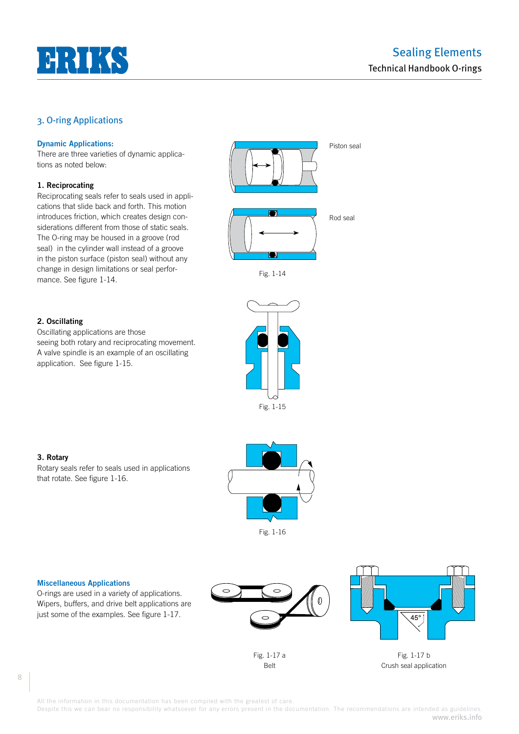## 3. O-ring Applications

### Dynamic Applications:

There are three varieties of dynamic applications as noted below:

#### 1. Reciprocating

Reciprocating seals refer to seals used in applications that slide back and forth. This motion introduces friction, which creates design considerations different from those of static seals. The O-ring may be housed in a groove (rod seal) in the cylinder wall instead of a groove in the piston surface (piston seal) without any change in design limitations or seal performance. See figure 1-14.

Piston seal

Rod seal

Fig. 1-14

#### 2. Oscillating

Oscillating applications are those seeing both rotary and reciprocating movement. A valve spindle is an example of an oscillating application. See figure 1-15.

Fig. 1-15

#### 3. Rotary

Rotary seals refer to seals used in applications that rotate. See figure 1-16.

Fig. 1-16

### Miscellaneous Applications

O-rings are used in a variety of applications. Wipers, buffers, and drive belt applications are just some of the examples. See figure 1-17.

Fig. 1-17 a
Belt

45°

Fig. 1-17 b
Crush seal application

All the information in this documentation has been compiled with the greatest of care.
Despite this we can bear no responsibility whatsoever for any errors present in the documentation. The recommendations are intended as guidelines.